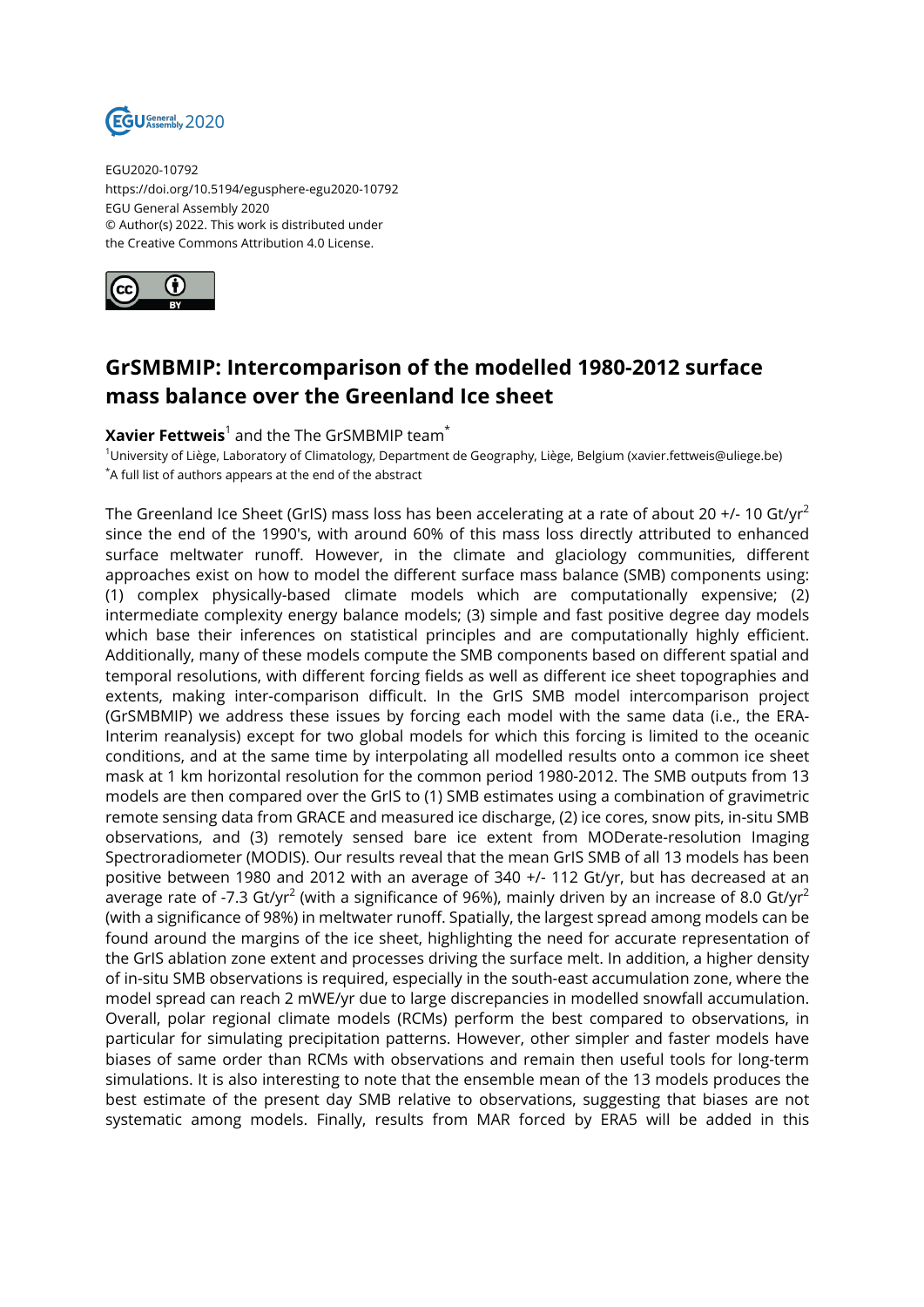EGU2020-10792
https://doi.org/10.5194/egusphere-egu2020-10792
EGU General Assembly 2020
© Author(s) 2022. This work is distributed under
the Creative Commons Attribution 4.0 License.

# GrSMBMIP: Intercomparison of the modelled 1980-2012 surface mass balance over the Greenland Ice sheet

**Xavier Fettweis**[1] and the The GrSMBMIP team[*]

[1]University of Liège, Laboratory of Climatology, Department de Geography, Liège, Belgium (xavier.fettweis@uliege.be)
[*]A full list of authors appears at the end of the abstract

The Greenland Ice Sheet (GrIS) mass loss has been accelerating at a rate of about 20 +/- 10 Gt/yr$^2$ since the end of the 1990's, with around 60% of this mass loss directly attributed to enhanced surface meltwater runoff. However, in the climate and glaciology communities, different approaches exist on how to model the different surface mass balance (SMB) components using: (1) complex physically-based climate models which are computationally expensive; (2) intermediate complexity energy balance models; (3) simple and fast positive degree day models which base their inferences on statistical principles and are computationally highly efficient. Additionally, many of these models compute the SMB components based on different spatial and temporal resolutions, with different forcing fields as well as different ice sheet topographies and extents, making inter-comparison difficult. In the GrIS SMB model intercomparison project (GrSMBMIP) we address these issues by forcing each model with the same data (i.e., the ERA-Interim reanalysis) except for two global models for which this forcing is limited to the oceanic conditions, and at the same time by interpolating all modelled results onto a common ice sheet mask at 1 km horizontal resolution for the common period 1980-2012. The SMB outputs from 13 models are then compared over the GrIS to (1) SMB estimates using a combination of gravimetric remote sensing data from GRACE and measured ice discharge, (2) ice cores, snow pits, in-situ SMB observations, and (3) remotely sensed bare ice extent from MODerate-resolution Imaging Spectroradiometer (MODIS). Our results reveal that the mean GrIS SMB of all 13 models has been positive between 1980 and 2012 with an average of 340 +/- 112 Gt/yr, but has decreased at an average rate of -7.3 Gt/yr$^2$ (with a significance of 96%), mainly driven by an increase of 8.0 Gt/yr$^2$ (with a significance of 98%) in meltwater runoff. Spatially, the largest spread among models can be found around the margins of the ice sheet, highlighting the need for accurate representation of the GrIS ablation zone extent and processes driving the surface melt. In addition, a higher density of in-situ SMB observations is required, especially in the south-east accumulation zone, where the model spread can reach 2 mWE/yr due to large discrepancies in modelled snowfall accumulation. Overall, polar regional climate models (RCMs) perform the best compared to observations, in particular for simulating precipitation patterns. However, other simpler and faster models have biases of same order than RCMs with observations and remain then useful tools for long-term simulations. It is also interesting to note that the ensemble mean of the 13 models produces the best estimate of the present day SMB relative to observations, suggesting that biases are not systematic among models. Finally, results from MAR forced by ERA5 will be added in this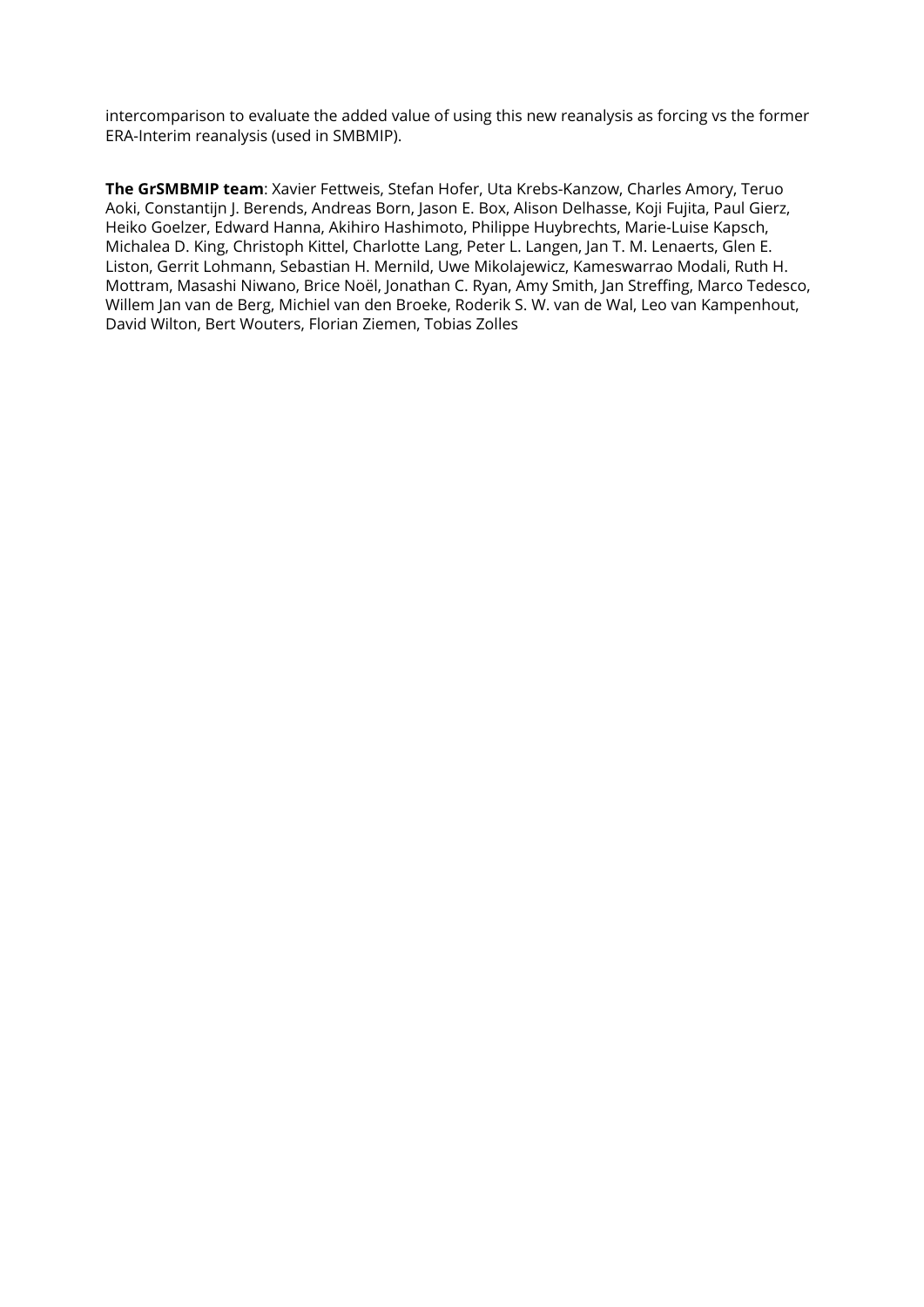intercomparison to evaluate the added value of using this new reanalysis as forcing vs the former ERA-Interim reanalysis (used in SMBMIP).

**The GrSMBMIP team**: Xavier Fettweis, Stefan Hofer, Uta Krebs-Kanzow, Charles Amory, Teruo Aoki, Constantijn J. Berends, Andreas Born, Jason E. Box, Alison Delhasse, Koji Fujita, Paul Gierz, Heiko Goelzer, Edward Hanna, Akihiro Hashimoto, Philippe Huybrechts, Marie-Luise Kapsch, Michalea D. King, Christoph Kittel, Charlotte Lang, Peter L. Langen, Jan T. M. Lenaerts, Glen E. Liston, Gerrit Lohmann, Sebastian H. Mernild, Uwe Mikolajewicz, Kameswarrao Modali, Ruth H. Mottram, Masashi Niwano, Brice Noël, Jonathan C. Ryan, Amy Smith, Jan Streffing, Marco Tedesco, Willem Jan van de Berg, Michiel van den Broeke, Roderik S. W. van de Wal, Leo van Kampenhout, David Wilton, Bert Wouters, Florian Ziemen, Tobias Zolles